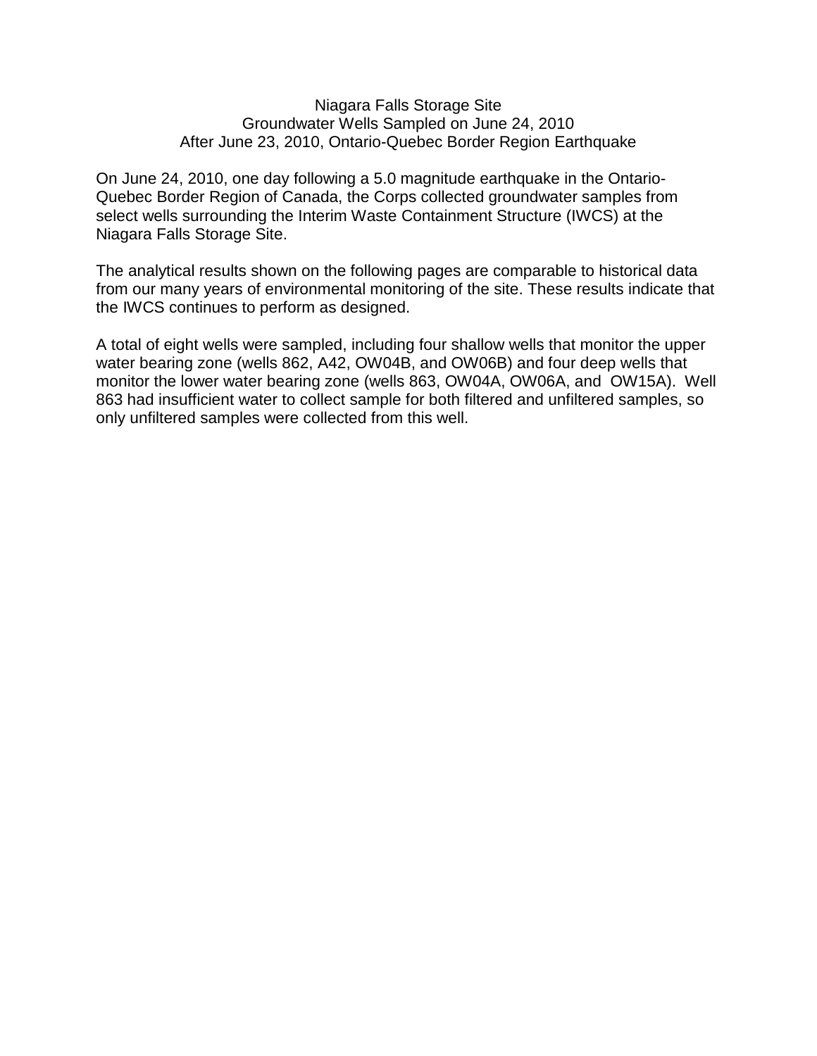# Niagara Falls Storage Site
## Groundwater Wells Sampled on June 24, 2010
## After June 23, 2010, Ontario-Quebec Border Region Earthquake

On June 24, 2010, one day following a 5.0 magnitude earthquake in the Ontario-Quebec Border Region of Canada, the Corps collected groundwater samples from select wells surrounding the Interim Waste Containment Structure (IWCS) at the Niagara Falls Storage Site.

The analytical results shown on the following pages are comparable to historical data from our many years of environmental monitoring of the site. These results indicate that the IWCS continues to perform as designed.

A total of eight wells were sampled, including four shallow wells that monitor the upper water bearing zone (wells 862, A42, OW04B, and OW06B) and four deep wells that monitor the lower water bearing zone (wells 863, OW04A, OW06A, and OW15A). Well 863 had insufficient water to collect sample for both filtered and unfiltered samples, so only unfiltered samples were collected from this well.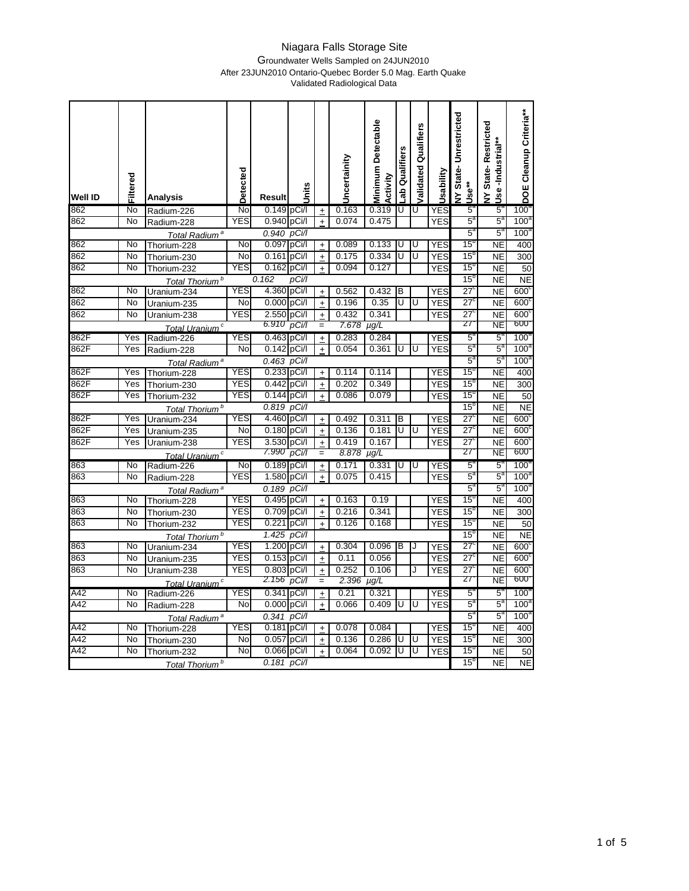# Niagara Falls Storage Site

Groundwater Wells Sampled on 24JUN2010
After 23JUN2010 Ontario-Quebec Border 5.0 Mag. Earth Quake
Validated Radiological Data

| Well ID | Filtered | Analysis | Detected | Result | Units | | Uncertainity | Minimum Detectable Activity | Lab Qualifiers | Validated Qualifiers | Usability | NY State- Unrestricted Use** | NY State- Restricted Use -Industrial** | DOE Cleanup Criteria** |
|---|---|---|---|---|---|---|---|---|---|---|---|---|---|---|
| 862 | No | Radium-226 | No | 0.149 | pCi/l | ± | 0.163 | 0.319 | U | U | YES | 5[a] | 5[a] | 100[a] |
| 862 | No | Radium-228 | YES | 0.940 | pCi/l | ± | 0.074 | 0.475 | | | YES | 5[a] | 5[a] | 100[a] |
| | | *Total Radium[a]* | | *0.940* | *pCi/l* | | | | | | | 5[a] | 5[a] | 100[a] |
| 862 | No | Thorium-228 | No | 0.097 | pCi/l | ± | 0.089 | 0.133 | U | U | YES | 15[b] | NE | 400 |
| 862 | No | Thorium-230 | No | 0.161 | pCi/l | ± | 0.175 | 0.334 | U | U | YES | 15[b] | NE | 300 |
| 862 | No | Thorium-232 | YES | 0.162 | pCi/l | ± | 0.094 | 0.127 | | | YES | 15[b] | NE | 50 |
| | | *Total Thorium[b]* | | *0.162* | *pCi/l* | | | | | | | 15[b] | NE | NE |
| 862 | No | Uranium-234 | YES | 4.360 | pCi/l | ± | 0.562 | 0.432 | B | | YES | 27[c] | NE | 600[c] |
| 862 | No | Uranium-235 | No | 0.000 | pCi/l | ± | 0.196 | 0.35 | U | U | YES | 27[c] | NE | 600[c] |
| 862 | No | Uranium-238 | YES | 2.550 | pCi/l | ± | 0.432 | 0.341 | | | YES | 27[c] | NE | 600[c] |
| | | *Total Uranium[c]* | | *6.910* | *pCi/l* | = | *7.678* | *µg/L* | | | | 27[c] | NE | 600[c] |
| 862F | Yes | Radium-226 | YES | 0.463 | pCi/l | ± | 0.283 | 0.284 | | | YES | 5[a] | 5[a] | 100[a] |
| 862F | Yes | Radium-228 | No | 0.142 | pCi/l | ± | 0.054 | 0.361 | U | U | YES | 5[a] | 5[a] | 100[a] |
| | | *Total Radium[a]* | | *0.463* | *pCi/l* | | | | | | | 5[a] | 5[a] | 100[a] |
| 862F | Yes | Thorium-228 | YES | 0.233 | pCi/l | ± | 0.114 | 0.114 | | | YES | 15[b] | NE | 400 |
| 862F | Yes | Thorium-230 | YES | 0.442 | pCi/l | ± | 0.202 | 0.349 | | | YES | 15[b] | NE | 300 |
| 862F | Yes | Thorium-232 | YES | 0.144 | pCi/l | ± | 0.086 | 0.079 | | | YES | 15[b] | NE | 50 |
| | | *Total Thorium[b]* | | *0.819* | *pCi/l* | | | | | | | 15[b] | NE | NE |
| 862F | Yes | Uranium-234 | YES | 4.460 | pCi/l | ± | 0.492 | 0.311 | B | | YES | 27[c] | NE | 600[c] |
| 862F | Yes | Uranium-235 | No | 0.180 | pCi/l | ± | 0.136 | 0.181 | U | U | YES | 27[c] | NE | 600[c] |
| 862F | Yes | Uranium-238 | YES | 3.530 | pCi/l | ± | 0.419 | 0.167 | | | YES | 27[c] | NE | 600[c] |
| | | *Total Uranium[c]* | | *7.990* | *pCi/l* | = | *8.878* | *µg/L* | | | | 27[c] | NE | 600[c] |
| 863 | No | Radium-226 | No | 0.189 | pCi/l | ± | 0.171 | 0.331 | U | U | YES | 5[a] | 5[a] | 100[a] |
| 863 | No | Radium-228 | YES | 1.580 | pCi/l | ± | 0.075 | 0.415 | | | YES | 5[a] | 5[a] | 100[a] |
| | | *Total Radium[a]* | | *0.189* | *pCi/l* | | | | | | | 5[a] | 5[a] | 100[a] |
| 863 | No | Thorium-228 | YES | 0.495 | pCi/l | ± | 0.163 | 0.19 | | | YES | 15[b] | NE | 400 |
| 863 | No | Thorium-230 | YES | 0.709 | pCi/l | ± | 0.216 | 0.341 | | | YES | 15[b] | NE | 300 |
| 863 | No | Thorium-232 | YES | 0.221 | pCi/l | ± | 0.126 | 0.168 | | | YES | 15[b] | NE | 50 |
| | | *Total Thorium[b]* | | *1.425* | *pCi/l* | | | | | | | 15[b] | NE | NE |
| 863 | No | Uranium-234 | YES | 1.200 | pCi/l | ± | 0.304 | 0.096 | B | J | YES | 27[c] | NE | 600[c] |
| 863 | No | Uranium-235 | YES | 0.153 | pCi/l | ± | 0.11 | 0.056 | | | YES | 27[c] | NE | 600[c] |
| 863 | No | Uranium-238 | YES | 0.803 | pCi/l | ± | 0.252 | 0.106 | | J | YES | 27[c] | NE | 600[c] |
| | | *Total Uranium[c]* | | *2.156* | *pCi/l* | = | *2.396* | *µg/L* | | | | 27[c] | NE | 600[c] |
| A42 | No | Radium-226 | YES | 0.341 | pCi/l | ± | 0.21 | 0.321 | | | YES | 5[a] | 5[a] | 100[a] |
| A42 | No | Radium-228 | No | 0.000 | pCi/l | ± | 0.066 | 0.409 | U | U | YES | 5[a] | 5[a] | 100[a] |
| | | *Total Radium[a]* | | *0.341* | *pCi/l* | | | | | | | 5[a] | 5[a] | 100[a] |
| A42 | No | Thorium-228 | YES | 0.181 | pCi/l | ± | 0.078 | 0.084 | | | YES | 15[b] | NE | 400 |
| A42 | No | Thorium-230 | No | 0.057 | pCi/l | ± | 0.136 | 0.286 | U | U | YES | 15[b] | NE | 300 |
| A42 | No | Thorium-232 | No | 0.066 | pCi/l | ± | 0.064 | 0.092 | U | U | YES | 15[b] | NE | 50 |
| | | *Total Thorium[b]* | | *0.181* | *pCi/l* | | | | | | | 15[b] | NE | NE |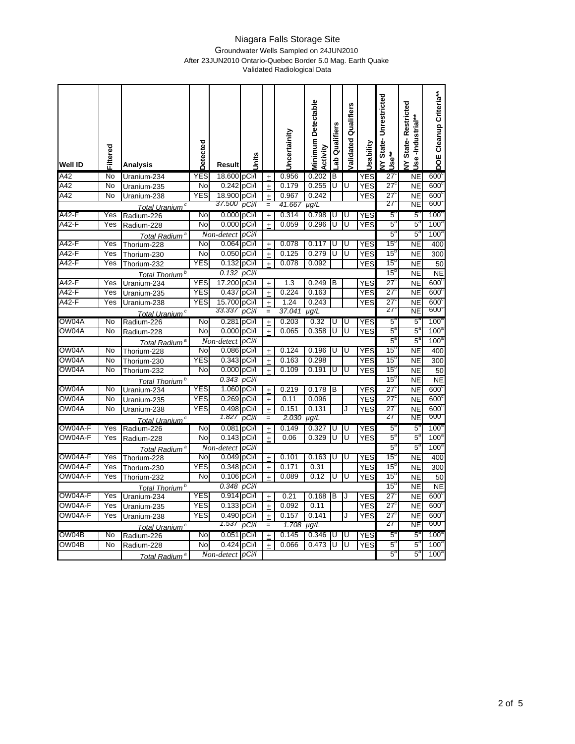# Niagara Falls Storage Site

Groundwater Wells Sampled on 24JUN2010

After 23JUN2010 Ontario-Quebec Border 5.0 Mag. Earth Quake

Validated Radiological Data

| Well ID | Filtered | Analysis | Detected | Result | Units | | Uncertainity | Minimum Detectable Activity | Lab Qualifiers | Validated Qualifiers | Usability | NY State- Unrestricted Use** | NY State- Restricted Use -Industrial** | DOE Cleanup Criteria** |
|---|---|---|---|---|---|---|---|---|---|---|---|---|---|---|
| A42 | No | Uranium-234 | YES | 18.600 | pCi/l | ± | 0.956 | 0.202 | B | | YES | 27[c] | NE | 600[c] |
| A42 | No | Uranium-235 | No | 0.242 | pCi/l | ± | 0.179 | 0.255 | U | U | YES | 27[c] | NE | 600[c] |
| A42 | No | Uranium-238 | YES | 18.900 | pCi/l | ± | 0.967 | 0.242 | | | YES | 27[c] | NE | 600[c] |
| | | *Total Uranium* [c] | | *37.500* | *pCi/l* | = | *41.667* | *µg/L* | | | | 27[c] | NE | 600[c] |
| A42-F | Yes | Radium-226 | No | 0.000 | pCi/l | ± | 0.314 | 0.798 | U | U | YES | 5[a] | 5[a] | 100[a] |
| A42-F | Yes | Radium-228 | No | 0.000 | pCi/l | ± | 0.059 | 0.296 | U | U | YES | 5[a] | 5[a] | 100[a] |
| | | *Total Radium* [a] | | *Non-detect* | *pCi/l* | | | | | | | 5[a] | 5[a] | 100[a] |
| A42-F | Yes | Thorium-228 | No | 0.064 | pCi/l | ± | 0.078 | 0.117 | U | U | YES | 15[b] | NE | 400 |
| A42-F | Yes | Thorium-230 | No | 0.050 | pCi/l | ± | 0.125 | 0.279 | U | U | YES | 15[b] | NE | 300 |
| A42-F | Yes | Thorium-232 | YES | 0.132 | pCi/l | ± | 0.078 | 0.092 | | | YES | 15[b] | NE | 50 |
| | | *Total Thorium* [b] | | *0.132* | *pCi/l* | | | | | | | 15[b] | NE | NE |
| A42-F | Yes | Uranium-234 | YES | 17.200 | pCi/l | ± | 1.3 | 0.249 | B | | YES | 27[c] | NE | 600[c] |
| A42-F | Yes | Uranium-235 | YES | 0.437 | pCi/l | ± | 0.224 | 0.163 | | | YES | 27[c] | NE | 600[c] |
| A42-F | Yes | Uranium-238 | YES | 15.700 | pCi/l | ± | 1.24 | 0.243 | | | YES | 27[c] | NE | 600[c] |
| | | *Total Uranium* [c] | | *33.337* | *pCi/l* | = | *37.041* | *µg/L* | | | | 27[c] | NE | 600[c] |
| OW04A | No | Radium-226 | No | 0.281 | pCi/l | ± | 0.203 | 0.32 | U | U | YES | 5[a] | 5[a] | 100[a] |
| OW04A | No | Radium-228 | No | 0.000 | pCi/l | ± | 0.065 | 0.358 | U | U | YES | 5[a] | 5[a] | 100[a] |
| | | *Total Radium* [a] | | *Non-detect* | *pCi/l* | | | | | | | 5[a] | 5[a] | 100[a] |
| OW04A | No | Thorium-228 | No | 0.086 | pCi/l | ± | 0.124 | 0.196 | U | U | YES | 15[b] | NE | 400 |
| OW04A | No | Thorium-230 | YES | 0.343 | pCi/l | ± | 0.163 | 0.298 | | | YES | 15[b] | NE | 300 |
| OW04A | No | Thorium-232 | No | 0.000 | pCi/l | ± | 0.109 | 0.191 | U | U | YES | 15[b] | NE | 50 |
| | | *Total Thorium* [b] | | *0.343* | *pCi/l* | | | | | | | 15[b] | NE | NE |
| OW04A | No | Uranium-234 | YES | 1.060 | pCi/l | ± | 0.219 | 0.178 | B | | YES | 27[c] | NE | 600[c] |
| OW04A | No | Uranium-235 | YES | 0.269 | pCi/l | ± | 0.11 | 0.096 | | | YES | 27[c] | NE | 600[c] |
| OW04A | No | Uranium-238 | YES | 0.498 | pCi/l | ± | 0.151 | 0.131 | | J | YES | 27[c] | NE | 600[c] |
| | | *Total Uranium* [c] | | *1.827* | *pCi/l* | = | *2.030* | *µg/L* | | | | 27[c] | NE | 600[c] |
| OW04A-F | Yes | Radium-226 | No | 0.081 | pCi/l | ± | 0.149 | 0.327 | U | U | YES | 5[a] | 5[a] | 100[a] |
| OW04A-F | Yes | Radium-228 | No | 0.143 | pCi/l | ± | 0.06 | 0.329 | U | U | YES | 5[a] | 5[a] | 100[a] |
| | | *Total Radium* [a] | | *Non-detect* | *pCi/l* | | | | | | | 5[a] | 5[a] | 100[a] |
| OW04A-F | Yes | Thorium-228 | No | 0.049 | pCi/l | ± | 0.101 | 0.163 | U | U | YES | 15[b] | NE | 400 |
| OW04A-F | Yes | Thorium-230 | YES | 0.348 | pCi/l | ± | 0.171 | 0.31 | | | YES | 15[b] | NE | 300 |
| OW04A-F | Yes | Thorium-232 | No | 0.106 | pCi/l | ± | 0.089 | 0.12 | U | U | YES | 15[b] | NE | 50 |
| | | *Total Thorium* [b] | | *0.348* | *pCi/l* | | | | | | | 15[b] | NE | NE |
| OW04A-F | Yes | Uranium-234 | YES | 0.914 | pCi/l | ± | 0.21 | 0.168 | B | J | YES | 27[c] | NE | 600[c] |
| OW04A-F | Yes | Uranium-235 | YES | 0.133 | pCi/l | ± | 0.092 | 0.11 | | | YES | 27[c] | NE | 600[c] |
| OW04A-F | Yes | Uranium-238 | YES | 0.490 | pCi/l | ± | 0.157 | 0.141 | | J | YES | 27[c] | NE | 600[c] |
| | | *Total Uranium* [c] | | *1.537* | *pCi/l* | = | *1.708* | *µg/L* | | | | 27[c] | NE | 600[c] |
| OW04B | No | Radium-226 | No | 0.051 | pCi/l | ± | 0.145 | 0.346 | U | U | YES | 5[a] | 5[a] | 100[a] |
| OW04B | No | Radium-228 | No | 0.424 | pCi/l | ± | 0.066 | 0.473 | U | U | YES | 5[a] | 5[a] | 100[a] |
| | | *Total Radium* [a] | | *Non-detect* | *pCi/l* | | | | | | | 5[a] | 5[a] | 100[a] |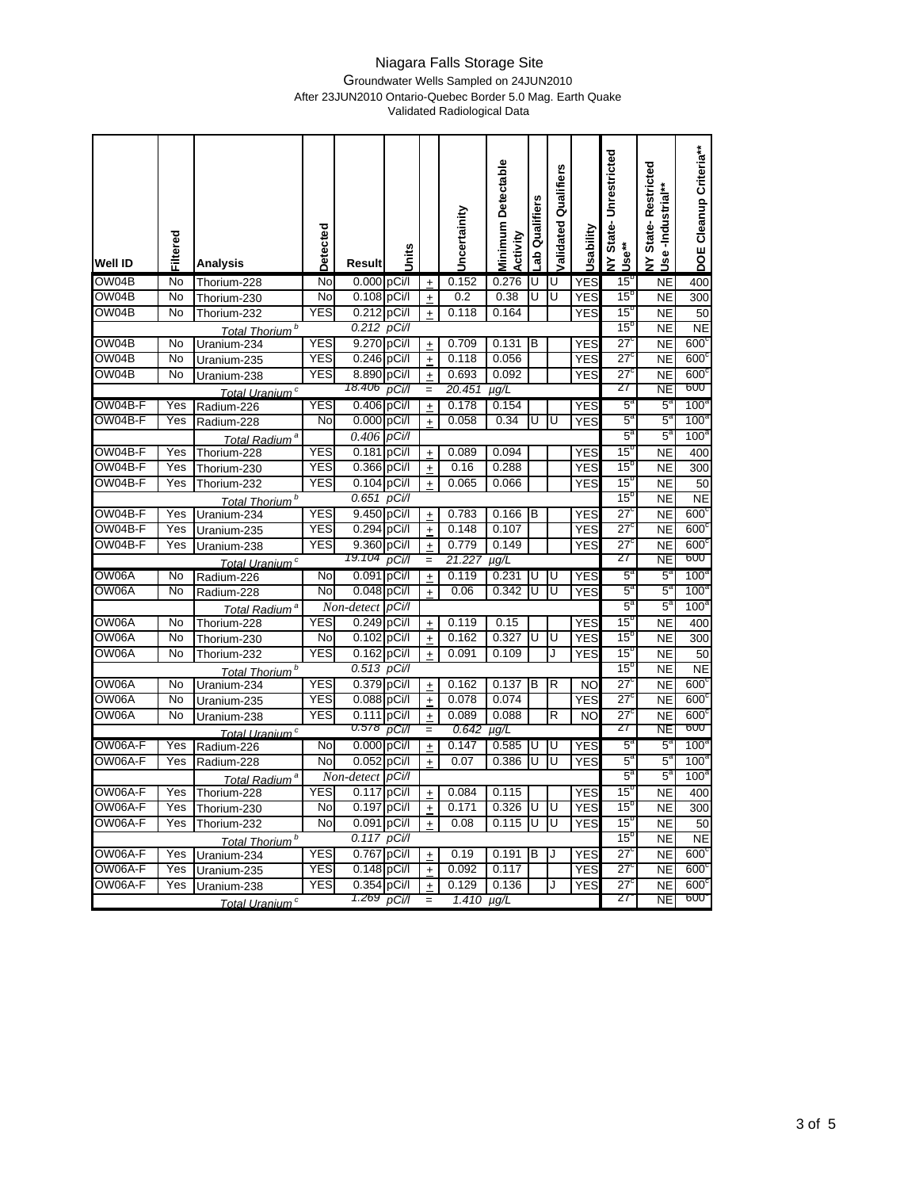# Niagara Falls Storage Site

Groundwater Wells Sampled on 24JUN2010
After 23JUN2010 Ontario-Quebec Border 5.0 Mag. Earth Quake
Validated Radiological Data

| Well ID | Filtered | Analysis | Detected | Result | Units | | Uncertainity | Minimum Detectable Activity | Lab Qualifiers | Validated Qualifiers | Usability | NY State- Unrestricted Use** | NY State- Restricted Use -Industrial** | DOE Cleanup Criteria** |
|---|---|---|---|---|---|---|---|---|---|---|---|---|---|---|
| OW04B | No | Thorium-228 | No | 0.000 | pCi/l | ± | 0.152 | 0.276 | U | U | YES | 15[b] | NE | 400 |
| OW04B | No | Thorium-230 | No | 0.108 | pCi/l | ± | 0.2 | 0.38 | U | U | YES | 15[b] | NE | 300 |
| OW04B | No | Thorium-232 | YES | 0.212 | pCi/l | ± | 0.118 | 0.164 | | | YES | 15[b] | NE | 50 |
| | | *Total Thorium [b]* | | *0.212* | *pCi/l* | | | | | | | 15[b] | NE | NE |
| OW04B | No | Uranium-234 | YES | 9.270 | pCi/l | ± | 0.709 | 0.131 | B | | YES | 27[c] | NE | 600[c] |
| OW04B | No | Uranium-235 | YES | 0.246 | pCi/l | ± | 0.118 | 0.056 | | | YES | 27[c] | NE | 600[c] |
| OW04B | No | Uranium-238 | YES | 8.890 | pCi/l | ± | 0.693 | 0.092 | | | YES | 27[c] | NE | 600[c] |
| | | *Total Uranium [c]* | | *18.406* | *pCi/l* | = | *20.451* | *µg/L* | | | | 27 | NE | 600 |
| OW04B-F | Yes | Radium-226 | YES | 0.406 | pCi/l | ± | 0.178 | 0.154 | | | YES | 5[a] | 5[a] | 100[a] |
| OW04B-F | Yes | Radium-228 | No | 0.000 | pCi/l | ± | 0.058 | 0.34 | U | U | YES | 5[a] | 5[a] | 100[a] |
| | | *Total Radium [a]* | | *0.406* | *pCi/l* | | | | | | | 5[a] | 5[a] | 100[a] |
| OW04B-F | Yes | Thorium-228 | YES | 0.181 | pCi/l | ± | 0.089 | 0.094 | | | YES | 15[b] | NE | 400 |
| OW04B-F | Yes | Thorium-230 | YES | 0.366 | pCi/l | ± | 0.16 | 0.288 | | | YES | 15[b] | NE | 300 |
| OW04B-F | Yes | Thorium-232 | YES | 0.104 | pCi/l | ± | 0.065 | 0.066 | | | YES | 15[b] | NE | 50 |
| | | *Total Thorium [b]* | | *0.651* | *pCi/l* | | | | | | | 15[b] | NE | NE |
| OW04B-F | Yes | Uranium-234 | YES | 9.450 | pCi/l | ± | 0.783 | 0.166 | B | | YES | 27[c] | NE | 600[c] |
| OW04B-F | Yes | Uranium-235 | YES | 0.294 | pCi/l | ± | 0.148 | 0.107 | | | YES | 27[c] | NE | 600[c] |
| OW04B-F | Yes | Uranium-238 | YES | 9.360 | pCi/l | ± | 0.779 | 0.149 | | | YES | 27[c] | NE | 600[c] |
| | | *Total Uranium [c]* | | *19.104* | *pCi/l* | = | *21.227* | *µg/L* | | | | 27 | NE | 600 |
| OW06A | No | Radium-226 | No | 0.091 | pCi/l | ± | 0.119 | 0.231 | U | U | YES | 5[a] | 5[a] | 100[a] |
| OW06A | No | Radium-228 | No | 0.048 | pCi/l | ± | 0.06 | 0.342 | U | U | YES | 5[a] | 5[a] | 100[a] |
| | | *Total Radium [a]* | | *Non-detect* | *pCi/l* | | | | | | | 5[a] | 5[a] | 100[a] |
| OW06A | No | Thorium-228 | YES | 0.249 | pCi/l | ± | 0.119 | 0.15 | | | YES | 15[b] | NE | 400 |
| OW06A | No | Thorium-230 | No | 0.102 | pCi/l | ± | 0.162 | 0.327 | U | U | YES | 15[b] | NE | 300 |
| OW06A | No | Thorium-232 | YES | 0.162 | pCi/l | ± | 0.091 | 0.109 | | J | YES | 15[b] | NE | 50 |
| | | *Total Thorium [b]* | | *0.513* | *pCi/l* | | | | | | | 15[b] | NE | NE |
| OW06A | No | Uranium-234 | YES | 0.379 | pCi/l | ± | 0.162 | 0.137 | B | R | NO | 27[c] | NE | 600[c] |
| OW06A | No | Uranium-235 | YES | 0.088 | pCi/l | ± | 0.078 | 0.074 | | | YES | 27[c] | NE | 600[c] |
| OW06A | No | Uranium-238 | YES | 0.111 | pCi/l | ± | 0.089 | 0.088 | | R | NO | 27[c] | NE | 600[c] |
| | | *Total Uranium [c]* | | *0.578* | *pCi/l* | = | *0.642* | *µg/L* | | | | 27 | NE | 600 |
| OW06A-F | Yes | Radium-226 | No | 0.000 | pCi/l | ± | 0.147 | 0.585 | U | U | YES | 5[a] | 5[a] | 100[a] |
| OW06A-F | Yes | Radium-228 | No | 0.052 | pCi/l | ± | 0.07 | 0.386 | U | U | YES | 5[a] | 5[a] | 100[a] |
| | | *Total Radium [a]* | | *Non-detect* | *pCi/l* | | | | | | | 5[a] | 5[a] | 100[a] |
| OW06A-F | Yes | Thorium-228 | YES | 0.117 | pCi/l | ± | 0.084 | 0.115 | | | YES | 15[b] | NE | 400 |
| OW06A-F | Yes | Thorium-230 | No | 0.197 | pCi/l | ± | 0.171 | 0.326 | U | U | YES | 15[b] | NE | 300 |
| OW06A-F | Yes | Thorium-232 | No | 0.091 | pCi/l | ± | 0.08 | 0.115 | U | U | YES | 15[b] | NE | 50 |
| | | *Total Thorium [b]* | | *0.117* | *pCi/l* | | | | | | | 15[b] | NE | NE |
| OW06A-F | Yes | Uranium-234 | YES | 0.767 | pCi/l | ± | 0.19 | 0.191 | B | J | YES | 27[c] | NE | 600[c] |
| OW06A-F | Yes | Uranium-235 | YES | 0.148 | pCi/l | ± | 0.092 | 0.117 | | | YES | 27[c] | NE | 600[c] |
| OW06A-F | Yes | Uranium-238 | YES | 0.354 | pCi/l | ± | 0.129 | 0.136 | | J | YES | 27[c] | NE | 600[c] |
| | | *Total Uranium [c]* | | *1.269* | *pCi/l* | = | *1.410* | *µg/L* | | | | 27 | NE | 600 |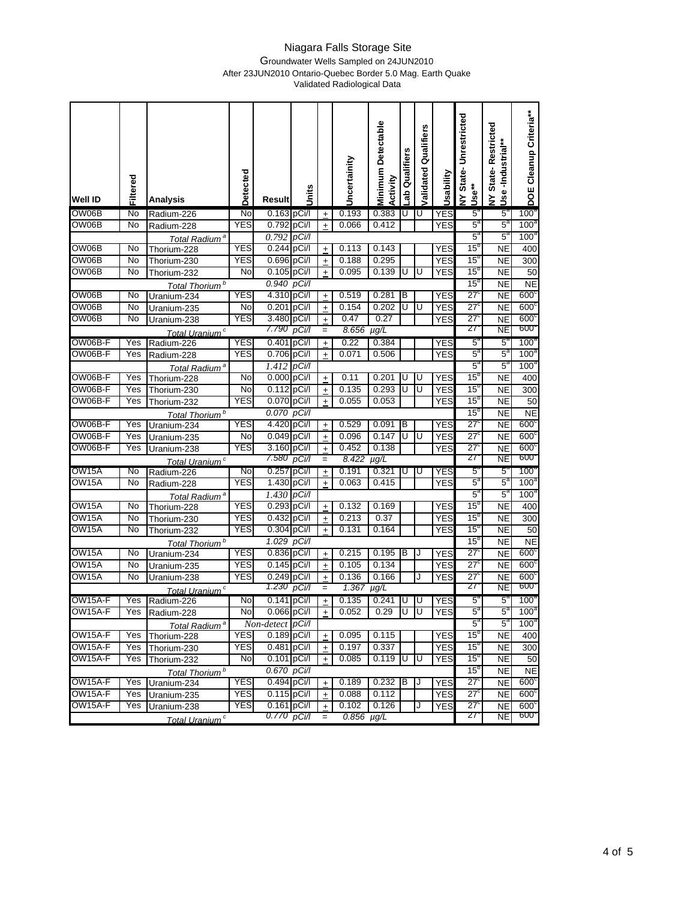# Niagara Falls Storage Site

Groundwater Wells Sampled on 24JUN2010
After 23JUN2010 Ontario-Quebec Border 5.0 Mag. Earth Quake
Validated Radiological Data

| Well ID | Filtered | Analysis | Detected | Result | Units | | Uncertainity | Minimum Detectable Activity | Lab Qualifiers | Validated Qualifiers | Usability | NY State- Unrestricted Use** | NY State- Restricted Use -Industrial** | DOE Cleanup Criteria** |
|---|---|---|---|---|---|---|---|---|---|---|---|---|---|---|
| OW06B | No | Radium-226 | No | 0.163 | pCi/l | + | 0.193 | 0.383 | U | U | YES | 5[a] | 5[a] | 100[a] |
| OW06B | No | Radium-228 | YES | 0.792 | pCi/l | + | 0.066 | 0.412 | | | YES | 5[a] | 5[a] | 100[a] |
| | | *Total Radium[a]* | | *0.792* | *pCi/l* | | | | | | | 5[a] | 5[a] | 100[a] |
| OW06B | No | Thorium-228 | YES | 0.244 | pCi/l | + | 0.113 | 0.143 | | | YES | 15[b] | NE | 400 |
| OW06B | No | Thorium-230 | YES | 0.696 | pCi/l | + | 0.188 | 0.295 | | | YES | 15[b] | NE | 300 |
| OW06B | No | Thorium-232 | No | 0.105 | pCi/l | + | 0.095 | 0.139 | U | U | YES | 15[b] | NE | 50 |
| | | *Total Thorium[b]* | | *0.940* | *pCi/l* | | | | | | | 15[b] | NE | NE |
| OW06B | No | Uranium-234 | YES | 4.310 | pCi/l | + | 0.519 | 0.281 | B | | YES | 27[c] | NE | 600[c] |
| OW06B | No | Uranium-235 | No | 0.201 | pCi/l | + | 0.154 | 0.202 | U | U | YES | 27[c] | NE | 600[c] |
| OW06B | No | Uranium-238 | YES | 3.480 | pCi/l | + | 0.47 | 0.27 | | | YES | 27[c] | NE | 600[c] |
| | | *Total Uranium[c]* | | *7.790* | *pCi/l* | = | *8.656* | *µg/L* | | | | 27[c] | NE | 600[c] |
| OW06B-F | Yes | Radium-226 | YES | 0.401 | pCi/l | + | 0.22 | 0.384 | | | YES | 5[a] | 5[a] | 100[a] |
| OW06B-F | Yes | Radium-228 | YES | 0.706 | pCi/l | + | 0.071 | 0.506 | | | YES | 5[a] | 5[a] | 100[a] |
| | | *Total Radium[a]* | | *1.412* | *pCi/l* | | | | | | | 5[a] | 5[a] | 100[a] |
| OW06B-F | Yes | Thorium-228 | No | 0.000 | pCi/l | + | 0.11 | 0.201 | U | U | YES | 15[b] | NE | 400 |
| OW06B-F | Yes | Thorium-230 | No | 0.112 | pCi/l | + | 0.135 | 0.293 | U | U | YES | 15[b] | NE | 300 |
| OW06B-F | Yes | Thorium-232 | YES | 0.070 | pCi/l | + | 0.055 | 0.053 | | | YES | 15[b] | NE | 50 |
| | | *Total Thorium[b]* | | *0.070* | *pCi/l* | | | | | | | 15[b] | NE | NE |
| OW06B-F | Yes | Uranium-234 | YES | 4.420 | pCi/l | + | 0.529 | 0.091 | B | | YES | 27[c] | NE | 600[c] |
| OW06B-F | Yes | Uranium-235 | No | 0.049 | pCi/l | + | 0.096 | 0.147 | U | U | YES | 27[c] | NE | 600[c] |
| OW06B-F | Yes | Uranium-238 | YES | 3.160 | pCi/l | + | 0.452 | 0.138 | | | YES | 27[c] | NE | 600[c] |
| | | *Total Uranium[c]* | | *7.580* | *pCi/l* | = | *8.422* | *µg/L* | | | | 27[c] | NE | 600[c] |
| OW15A | No | Radium-226 | No | 0.257 | pCi/l | + | 0.191 | 0.321 | U | U | YES | 5[a] | 5[a] | 100[a] |
| OW15A | No | Radium-228 | YES | 1.430 | pCi/l | + | 0.063 | 0.415 | | | YES | 5[a] | 5[a] | 100[a] |
| | | *Total Radium[a]* | | *1.430* | *pCi/l* | | | | | | | 5[a] | 5[a] | 100[a] |
| OW15A | No | Thorium-228 | YES | 0.293 | pCi/l | + | 0.132 | 0.169 | | | YES | 15[b] | NE | 400 |
| OW15A | No | Thorium-230 | YES | 0.432 | pCi/l | + | 0.213 | 0.37 | | | YES | 15[b] | NE | 300 |
| OW15A | No | Thorium-232 | YES | 0.304 | pCi/l | + | 0.131 | 0.164 | | | YES | 15[b] | NE | 50 |
| | | *Total Thorium[b]* | | *1.029* | *pCi/l* | | | | | | | 15[b] | NE | NE |
| OW15A | No | Uranium-234 | YES | 0.836 | pCi/l | + | 0.215 | 0.195 | B | J | YES | 27[c] | NE | 600[c] |
| OW15A | No | Uranium-235 | YES | 0.145 | pCi/l | + | 0.105 | 0.134 | | | YES | 27[c] | NE | 600[c] |
| OW15A | No | Uranium-238 | YES | 0.249 | pCi/l | + | 0.136 | 0.166 | | J | YES | 27[c] | NE | 600[c] |
| | | *Total Uranium[c]* | | *1.230* | *pCi/l* | = | *1.367* | *µg/L* | | | | 27[c] | NE | 600[c] |
| OW15A-F | Yes | Radium-226 | No | 0.141 | pCi/l | + | 0.135 | 0.241 | U | U | YES | 5[a] | 5[a] | 100[a] |
| OW15A-F | Yes | Radium-228 | No | 0.066 | pCi/l | + | 0.052 | 0.29 | U | U | YES | 5[a] | 5[a] | 100[a] |
| | | *Total Radium[a]* | | *Non-detect* | *pCi/l* | | | | | | | 5[a] | 5[a] | 100[a] |
| OW15A-F | Yes | Thorium-228 | YES | 0.189 | pCi/l | + | 0.095 | 0.115 | | | YES | 15[b] | NE | 400 |
| OW15A-F | Yes | Thorium-230 | YES | 0.481 | pCi/l | + | 0.197 | 0.337 | | | YES | 15[b] | NE | 300 |
| OW15A-F | Yes | Thorium-232 | No | 0.101 | pCi/l | + | 0.085 | 0.119 | U | U | YES | 15[b] | NE | 50 |
| | | *Total Thorium[b]* | | *0.670* | *pCi/l* | | | | | | | 15[b] | NE | NE |
| OW15A-F | Yes | Uranium-234 | YES | 0.494 | pCi/l | + | 0.189 | 0.232 | B | J | YES | 27[c] | NE | 600[c] |
| OW15A-F | Yes | Uranium-235 | YES | 0.115 | pCi/l | + | 0.088 | 0.112 | | | YES | 27[c] | NE | 600[c] |
| OW15A-F | Yes | Uranium-238 | YES | 0.161 | pCi/l | + | 0.102 | 0.126 | | J | YES | 27[c] | NE | 600[c] |
| | | *Total Uranium[c]* | | *0.770* | *pCi/l* | = | *0.856* | *µg/L* | | | | 27[c] | NE | 600[c] |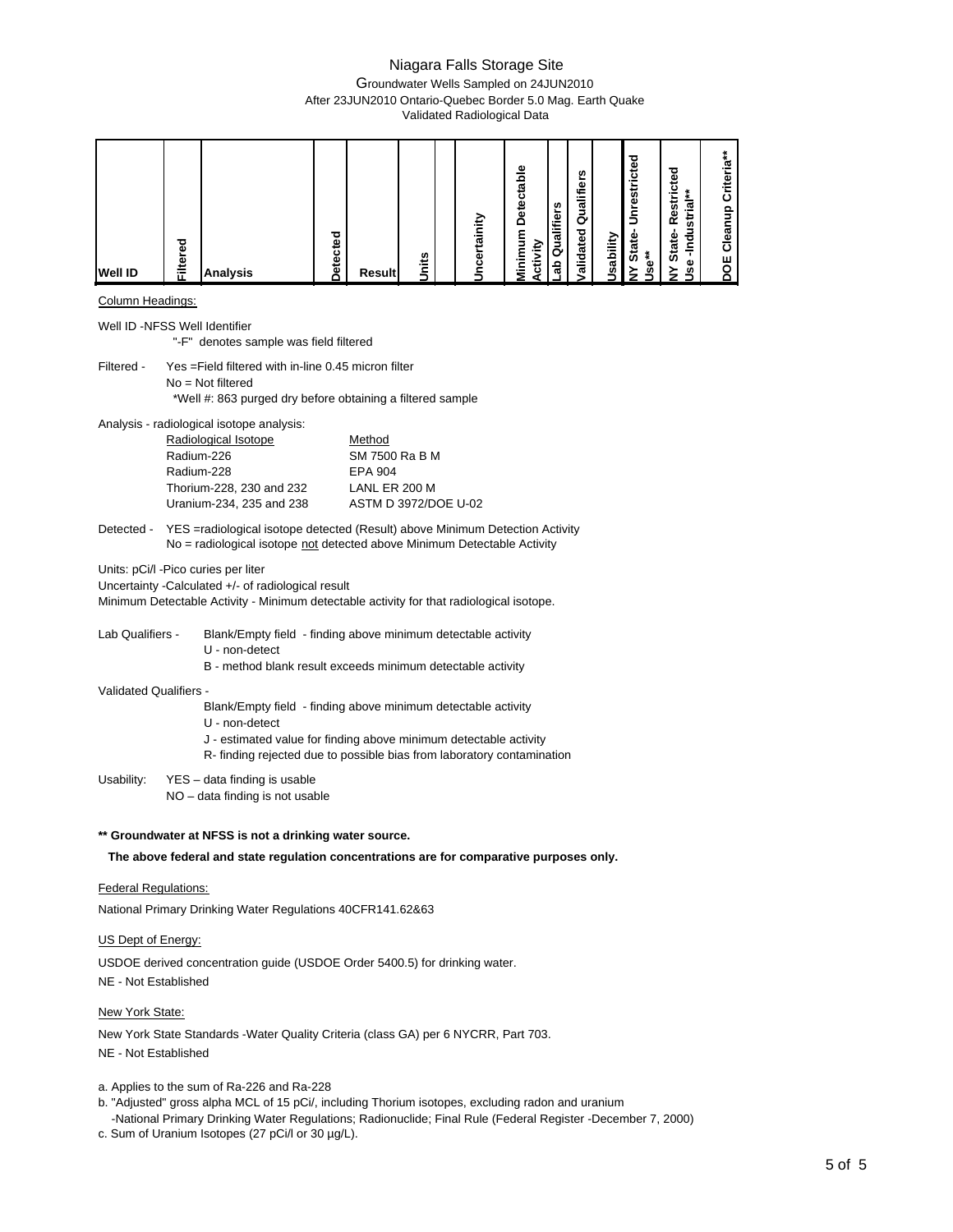# Niagara Falls Storage Site

Groundwater Wells Sampled on 24JUN2010

After 23JUN2010 Ontario-Quebec Border 5.0 Mag. Earth Quake

Validated Radiological Data

| Well ID | Filtered | Analysis | Detected | Result | Units | | Uncertainty | Minimum Detectable Activity | Lab Qualifiers | Validated Qualifiers | Usability | NY State- Unrestricted Use** | NY State- Restricted Use -Industrial** | DOE Cleanup Criteria** |
|---|---|---|---|---|---|---|---|---|---|---|---|---|---|---|

Column Headings:

Well ID -NFSS Well Identifier
"-F" denotes sample was field filtered

Filtered - Yes =Field filtered with in-line 0.45 micron filter
No = Not filtered
*Well #: 863 purged dry before obtaining a filtered sample

Analysis - radiological isotope analysis:

| Radiological Isotope | Method |
|---|---|
| Radium-226 | SM 7500 Ra B M |
| Radium-228 | EPA 904 |
| Thorium-228, 230 and 232 | LANL ER 200 M |
| Uranium-234, 235 and 238 | ASTM D 3972/DOE U-02 |

Detected - YES =radiological isotope detected (Result) above Minimum Detection Activity
No = radiological isotope not detected above Minimum Detectable Activity

Units: pCi/l -Pico curies per liter

Uncertainty -Calculated +/- of radiological result

Minimum Detectable Activity - Minimum detectable activity for that radiological isotope.

Lab Qualifiers - Blank/Empty field - finding above minimum detectable activity
U - non-detect
B - method blank result exceeds minimum detectable activity

Validated Qualifiers -
Blank/Empty field - finding above minimum detectable activity
U - non-detect
J - estimated value for finding above minimum detectable activity
R- finding rejected due to possible bias from laboratory contamination

Usability: YES – data finding is usable
NO – data finding is not usable

**\*\* Groundwater at NFSS is not a drinking water source.**

**The above federal and state regulation concentrations are for comparative purposes only.**

Federal Regulations:

National Primary Drinking Water Regulations 40CFR141.62&63

US Dept of Energy:

USDOE derived concentration guide (USDOE Order 5400.5) for drinking water.

NE - Not Established

New York State:

New York State Standards -Water Quality Criteria (class GA) per 6 NYCRR, Part 703.

NE - Not Established

a. Applies to the sum of Ra-226 and Ra-228

b. "Adjusted" gross alpha MCL of 15 pCi/, including Thorium isotopes, excluding radon and uranium
-National Primary Drinking Water Regulations; Radionuclide; Final Rule (Federal Register -December 7, 2000)

c. Sum of Uranium Isotopes (27 pCi/l or 30 µg/L).